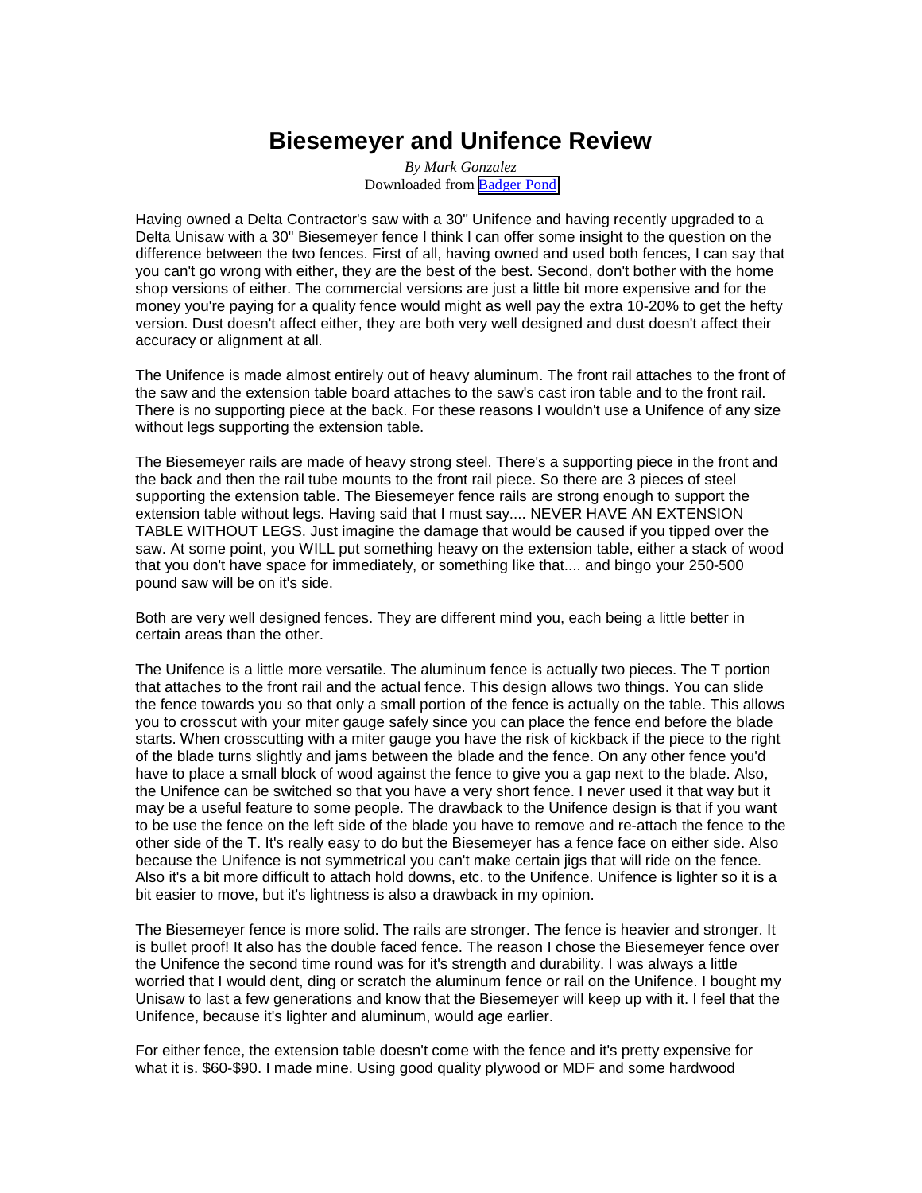# Biesemeyer and Unifence Review

*By Mark Gonzalez*
Downloaded from [Badger Pond]

Having owned a Delta Contractor's saw with a 30" Unifence and having recently upgraded to a Delta Unisaw with a 30" Biesemeyer fence I think I can offer some insight to the question on the difference between the two fences. First of all, having owned and used both fences, I can say that you can't go wrong with either, they are the best of the best. Second, don't bother with the home shop versions of either. The commercial versions are just a little bit more expensive and for the money you're paying for a quality fence would might as well pay the extra 10-20% to get the hefty version. Dust doesn't affect either, they are both very well designed and dust doesn't affect their accuracy or alignment at all.

The Unifence is made almost entirely out of heavy aluminum. The front rail attaches to the front of the saw and the extension table board attaches to the saw's cast iron table and to the front rail. There is no supporting piece at the back. For these reasons I wouldn't use a Unifence of any size without legs supporting the extension table.

The Biesemeyer rails are made of heavy strong steel. There's a supporting piece in the front and the back and then the rail tube mounts to the front rail piece. So there are 3 pieces of steel supporting the extension table. The Biesemeyer fence rails are strong enough to support the extension table without legs. Having said that I must say.... NEVER HAVE AN EXTENSION TABLE WITHOUT LEGS. Just imagine the damage that would be caused if you tipped over the saw. At some point, you WILL put something heavy on the extension table, either a stack of wood that you don't have space for immediately, or something like that.... and bingo your 250-500 pound saw will be on it's side.

Both are very well designed fences. They are different mind you, each being a little better in certain areas than the other.

The Unifence is a little more versatile. The aluminum fence is actually two pieces. The T portion that attaches to the front rail and the actual fence. This design allows two things. You can slide the fence towards you so that only a small portion of the fence is actually on the table. This allows you to crosscut with your miter gauge safely since you can place the fence end before the blade starts. When crosscutting with a miter gauge you have the risk of kickback if the piece to the right of the blade turns slightly and jams between the blade and the fence. On any other fence you'd have to place a small block of wood against the fence to give you a gap next to the blade. Also, the Unifence can be switched so that you have a very short fence. I never used it that way but it may be a useful feature to some people. The drawback to the Unifence design is that if you want to be use the fence on the left side of the blade you have to remove and re-attach the fence to the other side of the T. It's really easy to do but the Biesemeyer has a fence face on either side. Also because the Unifence is not symmetrical you can't make certain jigs that will ride on the fence. Also it's a bit more difficult to attach hold downs, etc. to the Unifence. Unifence is lighter so it is a bit easier to move, but it's lightness is also a drawback in my opinion.

The Biesemeyer fence is more solid. The rails are stronger. The fence is heavier and stronger. It is bullet proof! It also has the double faced fence. The reason I chose the Biesemeyer fence over the Unifence the second time round was for it's strength and durability. I was always a little worried that I would dent, ding or scratch the aluminum fence or rail on the Unifence. I bought my Unisaw to last a few generations and know that the Biesemeyer will keep up with it. I feel that the Unifence, because it's lighter and aluminum, would age earlier.

For either fence, the extension table doesn't come with the fence and it's pretty expensive for what it is. $60-$90. I made mine. Using good quality plywood or MDF and some hardwood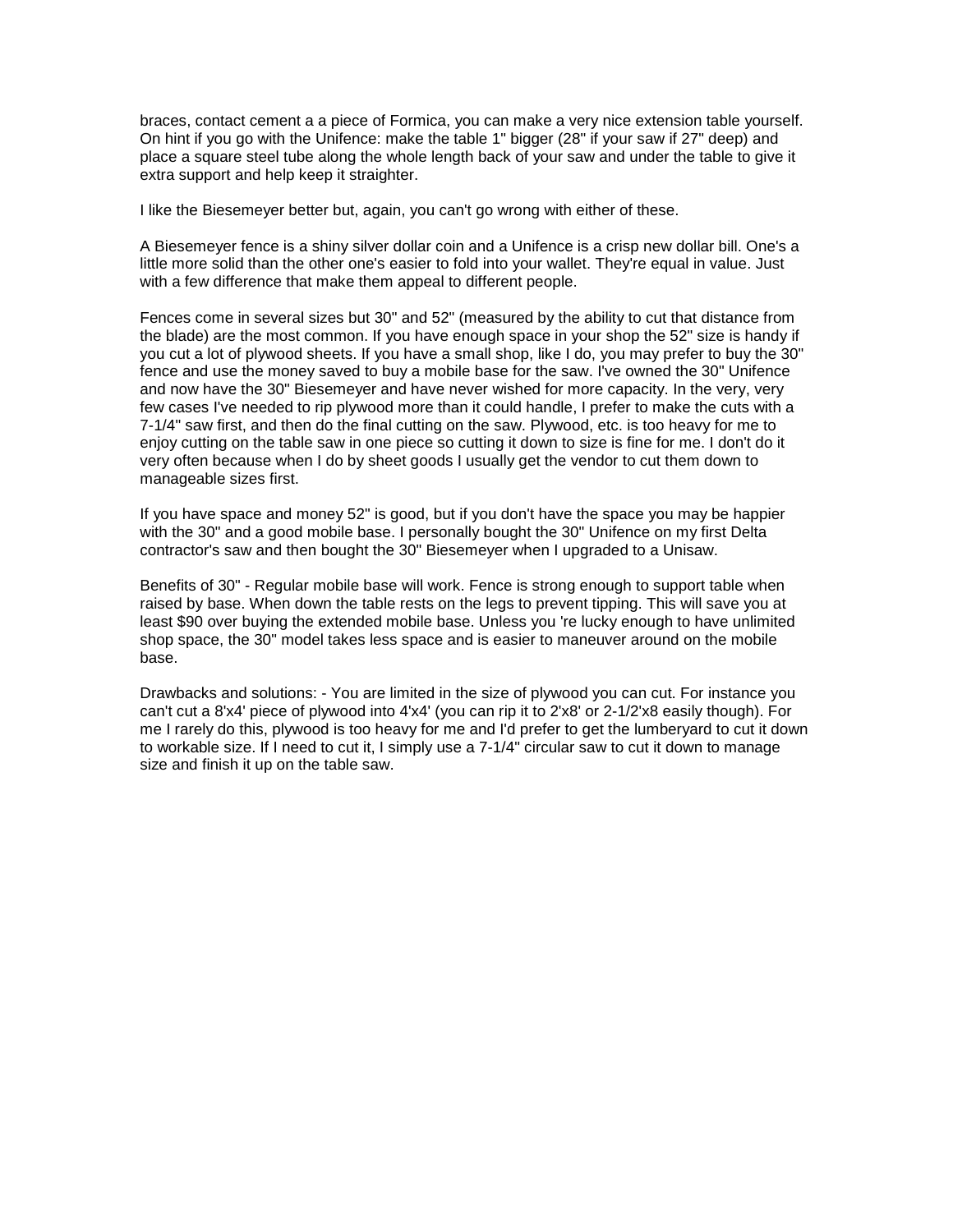braces, contact cement a a piece of Formica, you can make a very nice extension table yourself. On hint if you go with the Unifence: make the table 1" bigger (28" if your saw if 27" deep) and place a square steel tube along the whole length back of your saw and under the table to give it extra support and help keep it straighter.

I like the Biesemeyer better but, again, you can't go wrong with either of these.

A Biesemeyer fence is a shiny silver dollar coin and a Unifence is a crisp new dollar bill. One's a little more solid than the other one's easier to fold into your wallet. They're equal in value. Just with a few difference that make them appeal to different people.

Fences come in several sizes but 30" and 52" (measured by the ability to cut that distance from the blade) are the most common. If you have enough space in your shop the 52" size is handy if you cut a lot of plywood sheets. If you have a small shop, like I do, you may prefer to buy the 30" fence and use the money saved to buy a mobile base for the saw. I've owned the 30" Unifence and now have the 30" Biesemeyer and have never wished for more capacity. In the very, very few cases I've needed to rip plywood more than it could handle, I prefer to make the cuts with a 7-1/4" saw first, and then do the final cutting on the saw. Plywood, etc. is too heavy for me to enjoy cutting on the table saw in one piece so cutting it down to size is fine for me. I don't do it very often because when I do by sheet goods I usually get the vendor to cut them down to manageable sizes first.

If you have space and money 52" is good, but if you don't have the space you may be happier with the 30" and a good mobile base. I personally bought the 30" Unifence on my first Delta contractor's saw and then bought the 30" Biesemeyer when I upgraded to a Unisaw.

Benefits of 30" - Regular mobile base will work. Fence is strong enough to support table when raised by base. When down the table rests on the legs to prevent tipping. This will save you at least $90 over buying the extended mobile base. Unless you 're lucky enough to have unlimited shop space, the 30" model takes less space and is easier to maneuver around on the mobile base.

Drawbacks and solutions: - You are limited in the size of plywood you can cut. For instance you can't cut a 8'x4' piece of plywood into 4'x4' (you can rip it to 2'x8' or 2-1/2'x8 easily though). For me I rarely do this, plywood is too heavy for me and I'd prefer to get the lumberyard to cut it down to workable size. If I need to cut it, I simply use a 7-1/4" circular saw to cut it down to manage size and finish it up on the table saw.